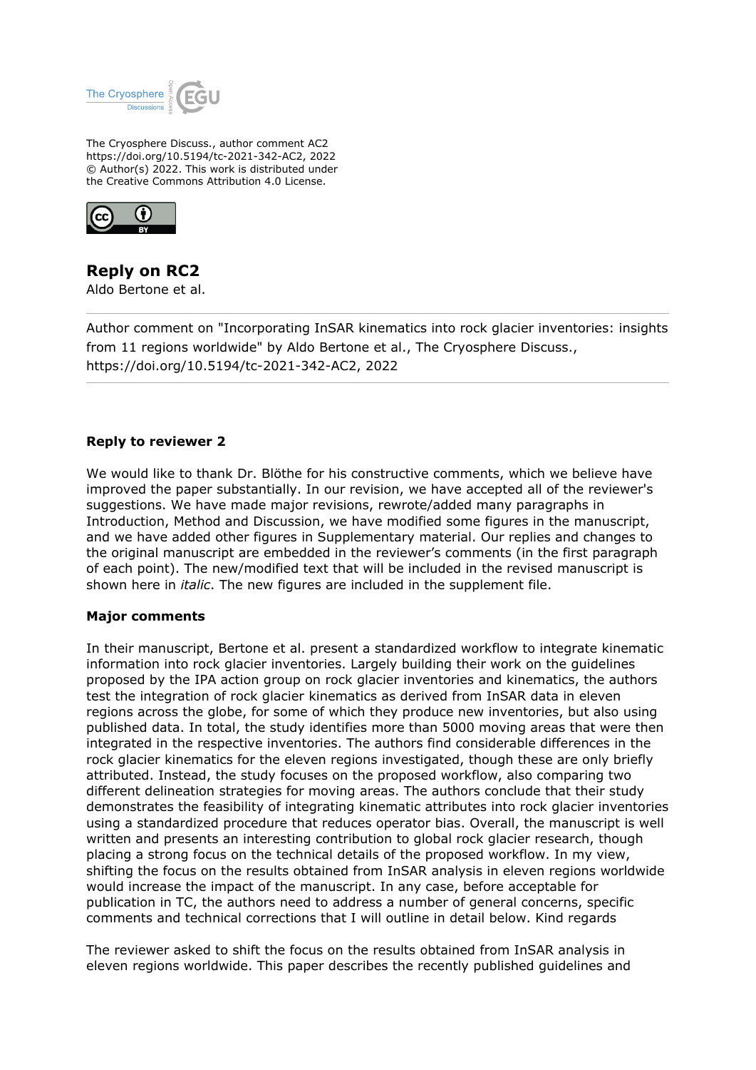The Cryosphere Discuss., author comment AC2
https://doi.org/10.5194/tc-2021-342-AC2, 2022
© Author(s) 2022. This work is distributed under
the Creative Commons Attribution 4.0 License.

## Reply on RC2

Aldo Bertone et al.

Author comment on "Incorporating InSAR kinematics into rock glacier inventories: insights from 11 regions worldwide" by Aldo Bertone et al., The Cryosphere Discuss., https://doi.org/10.5194/tc-2021-342-AC2, 2022

### Reply to reviewer 2

We would like to thank Dr. Blöthe for his constructive comments, which we believe have improved the paper substantially. In our revision, we have accepted all of the reviewer's suggestions. We have made major revisions, rewrote/added many paragraphs in Introduction, Method and Discussion, we have modified some figures in the manuscript, and we have added other figures in Supplementary material. Our replies and changes to the original manuscript are embedded in the reviewer's comments (in the first paragraph of each point). The new/modified text that will be included in the revised manuscript is shown here in *italic*. The new figures are included in the supplement file.

### Major comments

In their manuscript, Bertone et al. present a standardized workflow to integrate kinematic information into rock glacier inventories. Largely building their work on the guidelines proposed by the IPA action group on rock glacier inventories and kinematics, the authors test the integration of rock glacier kinematics as derived from InSAR data in eleven regions across the globe, for some of which they produce new inventories, but also using published data. In total, the study identifies more than 5000 moving areas that were then integrated in the respective inventories. The authors find considerable differences in the rock glacier kinematics for the eleven regions investigated, though these are only briefly attributed. Instead, the study focuses on the proposed workflow, also comparing two different delineation strategies for moving areas. The authors conclude that their study demonstrates the feasibility of integrating kinematic attributes into rock glacier inventories using a standardized procedure that reduces operator bias. Overall, the manuscript is well written and presents an interesting contribution to global rock glacier research, though placing a strong focus on the technical details of the proposed workflow. In my view, shifting the focus on the results obtained from InSAR analysis in eleven regions worldwide would increase the impact of the manuscript. In any case, before acceptable for publication in TC, the authors need to address a number of general concerns, specific comments and technical corrections that I will outline in detail below. Kind regards

The reviewer asked to shift the focus on the results obtained from InSAR analysis in eleven regions worldwide. This paper describes the recently published guidelines and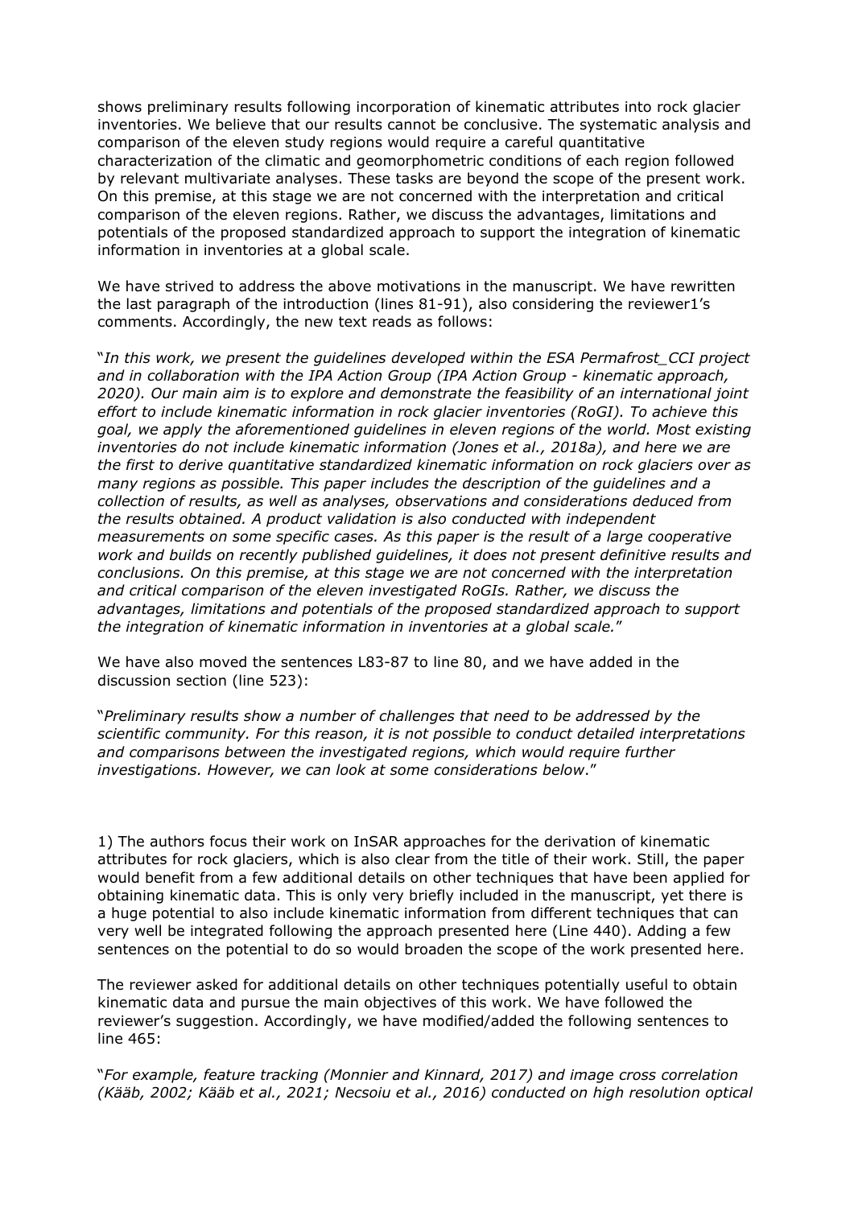shows preliminary results following incorporation of kinematic attributes into rock glacier inventories. We believe that our results cannot be conclusive. The systematic analysis and comparison of the eleven study regions would require a careful quantitative characterization of the climatic and geomorphometric conditions of each region followed by relevant multivariate analyses. These tasks are beyond the scope of the present work. On this premise, at this stage we are not concerned with the interpretation and critical comparison of the eleven regions. Rather, we discuss the advantages, limitations and potentials of the proposed standardized approach to support the integration of kinematic information in inventories at a global scale.

We have strived to address the above motivations in the manuscript. We have rewritten the last paragraph of the introduction (lines 81-91), also considering the reviewer1's comments. Accordingly, the new text reads as follows:

"*In this work, we present the guidelines developed within the ESA Permafrost_CCI project and in collaboration with the IPA Action Group (IPA Action Group - kinematic approach, 2020). Our main aim is to explore and demonstrate the feasibility of an international joint effort to include kinematic information in rock glacier inventories (RoGI). To achieve this goal, we apply the aforementioned guidelines in eleven regions of the world. Most existing inventories do not include kinematic information (Jones et al., 2018a), and here we are the first to derive quantitative standardized kinematic information on rock glaciers over as many regions as possible. This paper includes the description of the guidelines and a collection of results, as well as analyses, observations and considerations deduced from the results obtained. A product validation is also conducted with independent measurements on some specific cases. As this paper is the result of a large cooperative work and builds on recently published guidelines, it does not present definitive results and conclusions. On this premise, at this stage we are not concerned with the interpretation and critical comparison of the eleven investigated RoGIs. Rather, we discuss the advantages, limitations and potentials of the proposed standardized approach to support the integration of kinematic information in inventories at a global scale.*"

We have also moved the sentences L83-87 to line 80, and we have added in the discussion section (line 523):

"*Preliminary results show a number of challenges that need to be addressed by the scientific community. For this reason, it is not possible to conduct detailed interpretations and comparisons between the investigated regions, which would require further investigations. However, we can look at some considerations below*."

1) The authors focus their work on InSAR approaches for the derivation of kinematic attributes for rock glaciers, which is also clear from the title of their work. Still, the paper would benefit from a few additional details on other techniques that have been applied for obtaining kinematic data. This is only very briefly included in the manuscript, yet there is a huge potential to also include kinematic information from different techniques that can very well be integrated following the approach presented here (Line 440). Adding a few sentences on the potential to do so would broaden the scope of the work presented here.

The reviewer asked for additional details on other techniques potentially useful to obtain kinematic data and pursue the main objectives of this work. We have followed the reviewer's suggestion. Accordingly, we have modified/added the following sentences to line 465:

"*For example, feature tracking (Monnier and Kinnard, 2017) and image cross correlation (Kääb, 2002; Kääb et al., 2021; Necsoiu et al., 2016) conducted on high resolution optical*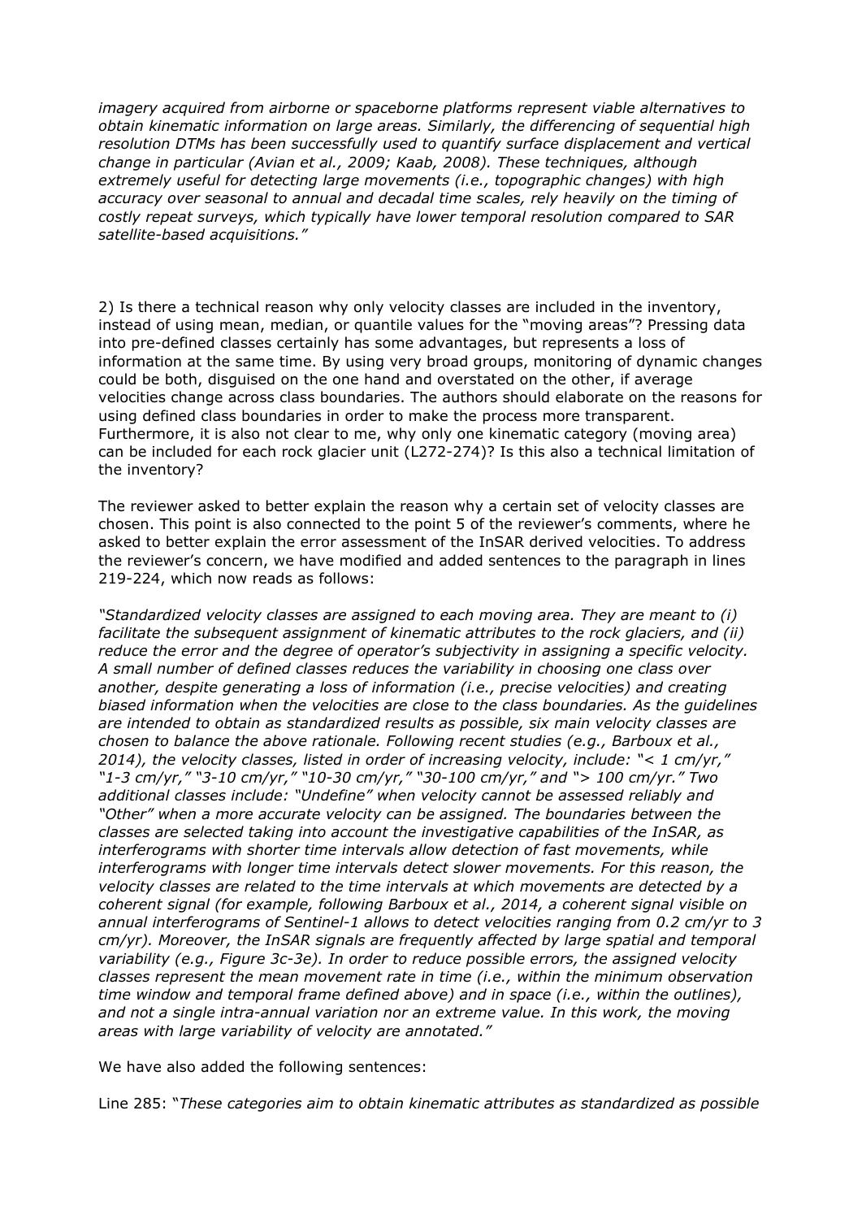*imagery acquired from airborne or spaceborne platforms represent viable alternatives to obtain kinematic information on large areas. Similarly, the differencing of sequential high resolution DTMs has been successfully used to quantify surface displacement and vertical change in particular (Avian et al., 2009; Kaab, 2008). These techniques, although extremely useful for detecting large movements (i.e., topographic changes) with high accuracy over seasonal to annual and decadal time scales, rely heavily on the timing of costly repeat surveys, which typically have lower temporal resolution compared to SAR satellite-based acquisitions."*

2) Is there a technical reason why only velocity classes are included in the inventory, instead of using mean, median, or quantile values for the "moving areas"? Pressing data into pre-defined classes certainly has some advantages, but represents a loss of information at the same time. By using very broad groups, monitoring of dynamic changes could be both, disguised on the one hand and overstated on the other, if average velocities change across class boundaries. The authors should elaborate on the reasons for using defined class boundaries in order to make the process more transparent. Furthermore, it is also not clear to me, why only one kinematic category (moving area) can be included for each rock glacier unit (L272-274)? Is this also a technical limitation of the inventory?

The reviewer asked to better explain the reason why a certain set of velocity classes are chosen. This point is also connected to the point 5 of the reviewer's comments, where he asked to better explain the error assessment of the InSAR derived velocities. To address the reviewer's concern, we have modified and added sentences to the paragraph in lines 219-224, which now reads as follows:

*"Standardized velocity classes are assigned to each moving area. They are meant to (i) facilitate the subsequent assignment of kinematic attributes to the rock glaciers, and (ii) reduce the error and the degree of operator's subjectivity in assigning a specific velocity. A small number of defined classes reduces the variability in choosing one class over another, despite generating a loss of information (i.e., precise velocities) and creating biased information when the velocities are close to the class boundaries. As the guidelines are intended to obtain as standardized results as possible, six main velocity classes are chosen to balance the above rationale. Following recent studies (e.g., Barboux et al., 2014), the velocity classes, listed in order of increasing velocity, include: "< 1 cm/yr," "1-3 cm/yr," "3-10 cm/yr," "10-30 cm/yr," "30-100 cm/yr," and "> 100 cm/yr." Two additional classes include: "Undefine" when velocity cannot be assessed reliably and "Other" when a more accurate velocity can be assigned. The boundaries between the classes are selected taking into account the investigative capabilities of the InSAR, as interferograms with shorter time intervals allow detection of fast movements, while interferograms with longer time intervals detect slower movements. For this reason, the velocity classes are related to the time intervals at which movements are detected by a coherent signal (for example, following Barboux et al., 2014, a coherent signal visible on annual interferograms of Sentinel-1 allows to detect velocities ranging from 0.2 cm/yr to 3 cm/yr). Moreover, the InSAR signals are frequently affected by large spatial and temporal variability (e.g., Figure 3c-3e). In order to reduce possible errors, the assigned velocity classes represent the mean movement rate in time (i.e., within the minimum observation time window and temporal frame defined above) and in space (i.e., within the outlines), and not a single intra-annual variation nor an extreme value. In this work, the moving areas with large variability of velocity are annotated."*

We have also added the following sentences:

Line 285: "*These categories aim to obtain kinematic attributes as standardized as possible*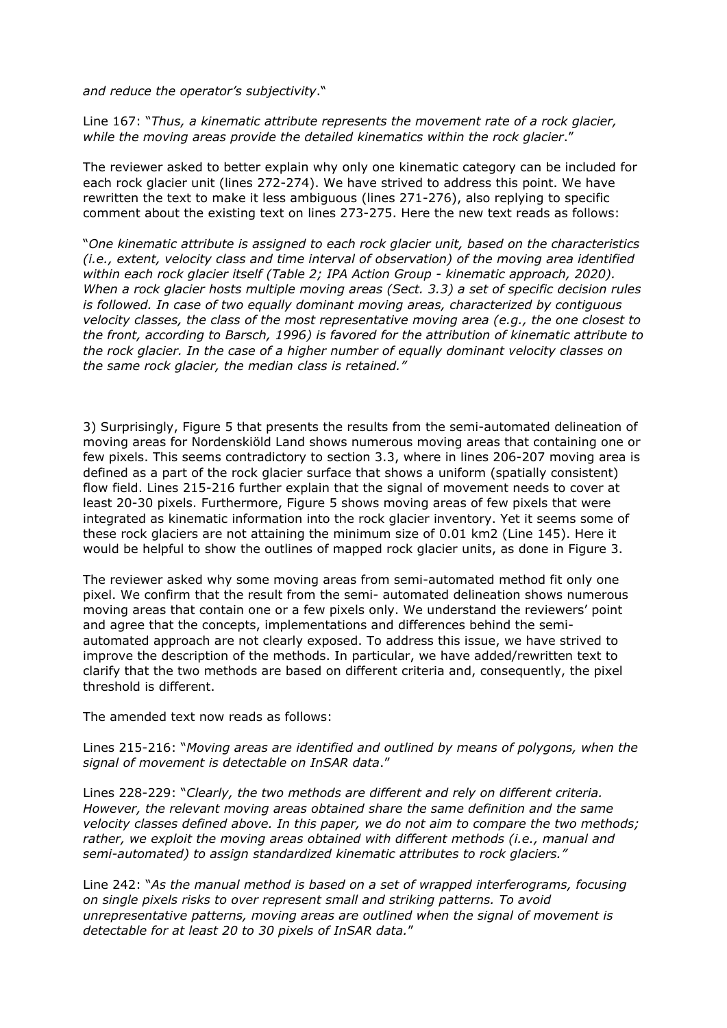*and reduce the operator's subjectivity*."

Line 167: "*Thus, a kinematic attribute represents the movement rate of a rock glacier, while the moving areas provide the detailed kinematics within the rock glacier*."

The reviewer asked to better explain why only one kinematic category can be included for each rock glacier unit (lines 272-274). We have strived to address this point. We have rewritten the text to make it less ambiguous (lines 271-276), also replying to specific comment about the existing text on lines 273-275. Here the new text reads as follows:

"*One kinematic attribute is assigned to each rock glacier unit, based on the characteristics (i.e., extent, velocity class and time interval of observation) of the moving area identified within each rock glacier itself (Table 2; IPA Action Group - kinematic approach, 2020). When a rock glacier hosts multiple moving areas (Sect. 3.3) a set of specific decision rules is followed. In case of two equally dominant moving areas, characterized by contiguous velocity classes, the class of the most representative moving area (e.g., the one closest to the front, according to Barsch, 1996) is favored for the attribution of kinematic attribute to the rock glacier. In the case of a higher number of equally dominant velocity classes on the same rock glacier, the median class is retained.*"

3) Surprisingly, Figure 5 that presents the results from the semi-automated delineation of moving areas for Nordenskiöld Land shows numerous moving areas that containing one or few pixels. This seems contradictory to section 3.3, where in lines 206-207 moving area is defined as a part of the rock glacier surface that shows a uniform (spatially consistent) flow field. Lines 215-216 further explain that the signal of movement needs to cover at least 20-30 pixels. Furthermore, Figure 5 shows moving areas of few pixels that were integrated as kinematic information into the rock glacier inventory. Yet it seems some of these rock glaciers are not attaining the minimum size of 0.01 km2 (Line 145). Here it would be helpful to show the outlines of mapped rock glacier units, as done in Figure 3.

The reviewer asked why some moving areas from semi-automated method fit only one pixel. We confirm that the result from the semi- automated delineation shows numerous moving areas that contain one or a few pixels only. We understand the reviewers' point and agree that the concepts, implementations and differences behind the semi-automated approach are not clearly exposed. To address this issue, we have strived to improve the description of the methods. In particular, we have added/rewritten text to clarify that the two methods are based on different criteria and, consequently, the pixel threshold is different.

The amended text now reads as follows:

Lines 215-216: "*Moving areas are identified and outlined by means of polygons, when the signal of movement is detectable on InSAR data*."

Lines 228-229: "*Clearly, the two methods are different and rely on different criteria. However, the relevant moving areas obtained share the same definition and the same velocity classes defined above. In this paper, we do not aim to compare the two methods; rather, we exploit the moving areas obtained with different methods (i.e., manual and semi-automated) to assign standardized kinematic attributes to rock glaciers.*"

Line 242: "*As the manual method is based on a set of wrapped interferograms, focusing on single pixels risks to over represent small and striking patterns. To avoid unrepresentative patterns, moving areas are outlined when the signal of movement is detectable for at least 20 to 30 pixels of InSAR data.*"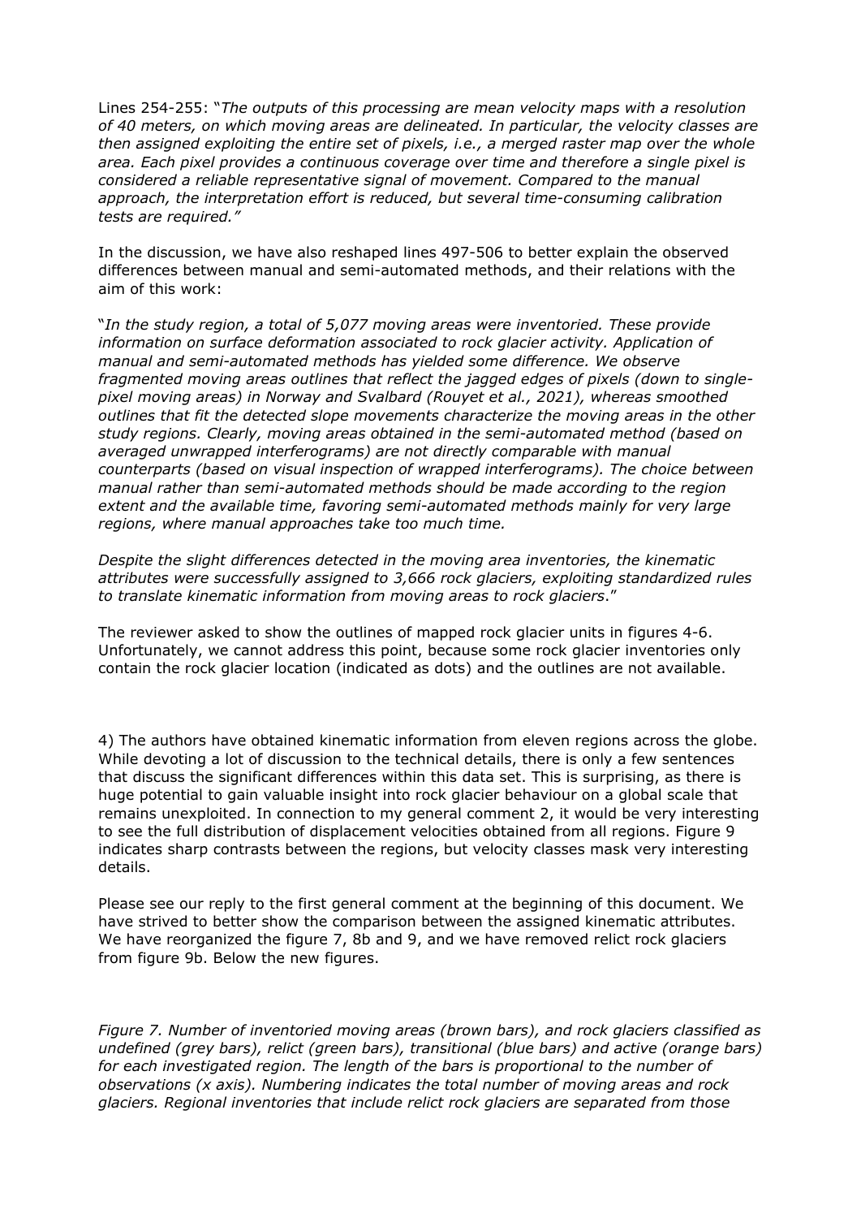Lines 254-255: "*The outputs of this processing are mean velocity maps with a resolution of 40 meters, on which moving areas are delineated. In particular, the velocity classes are then assigned exploiting the entire set of pixels, i.e., a merged raster map over the whole area. Each pixel provides a continuous coverage over time and therefore a single pixel is considered a reliable representative signal of movement. Compared to the manual approach, the interpretation effort is reduced, but several time-consuming calibration tests are required.*"

In the discussion, we have also reshaped lines 497-506 to better explain the observed differences between manual and semi-automated methods, and their relations with the aim of this work:

"*In the study region, a total of 5,077 moving areas were inventoried. These provide information on surface deformation associated to rock glacier activity. Application of manual and semi-automated methods has yielded some difference. We observe fragmented moving areas outlines that reflect the jagged edges of pixels (down to single-pixel moving areas) in Norway and Svalbard (Rouyet et al., 2021), whereas smoothed outlines that fit the detected slope movements characterize the moving areas in the other study regions. Clearly, moving areas obtained in the semi-automated method (based on averaged unwrapped interferograms) are not directly comparable with manual counterparts (based on visual inspection of wrapped interferograms). The choice between manual rather than semi-automated methods should be made according to the region extent and the available time, favoring semi-automated methods mainly for very large regions, where manual approaches take too much time.*

*Despite the slight differences detected in the moving area inventories, the kinematic attributes were successfully assigned to 3,666 rock glaciers, exploiting standardized rules to translate kinematic information from moving areas to rock glaciers*."

The reviewer asked to show the outlines of mapped rock glacier units in figures 4-6. Unfortunately, we cannot address this point, because some rock glacier inventories only contain the rock glacier location (indicated as dots) and the outlines are not available.

4) The authors have obtained kinematic information from eleven regions across the globe. While devoting a lot of discussion to the technical details, there is only a few sentences that discuss the significant differences within this data set. This is surprising, as there is huge potential to gain valuable insight into rock glacier behaviour on a global scale that remains unexploited. In connection to my general comment 2, it would be very interesting to see the full distribution of displacement velocities obtained from all regions. Figure 9 indicates sharp contrasts between the regions, but velocity classes mask very interesting details.

Please see our reply to the first general comment at the beginning of this document. We have strived to better show the comparison between the assigned kinematic attributes. We have reorganized the figure 7, 8b and 9, and we have removed relict rock glaciers from figure 9b. Below the new figures.

*Figure 7. Number of inventoried moving areas (brown bars), and rock glaciers classified as undefined (grey bars), relict (green bars), transitional (blue bars) and active (orange bars) for each investigated region. The length of the bars is proportional to the number of observations (x axis). Numbering indicates the total number of moving areas and rock glaciers. Regional inventories that include relict rock glaciers are separated from those*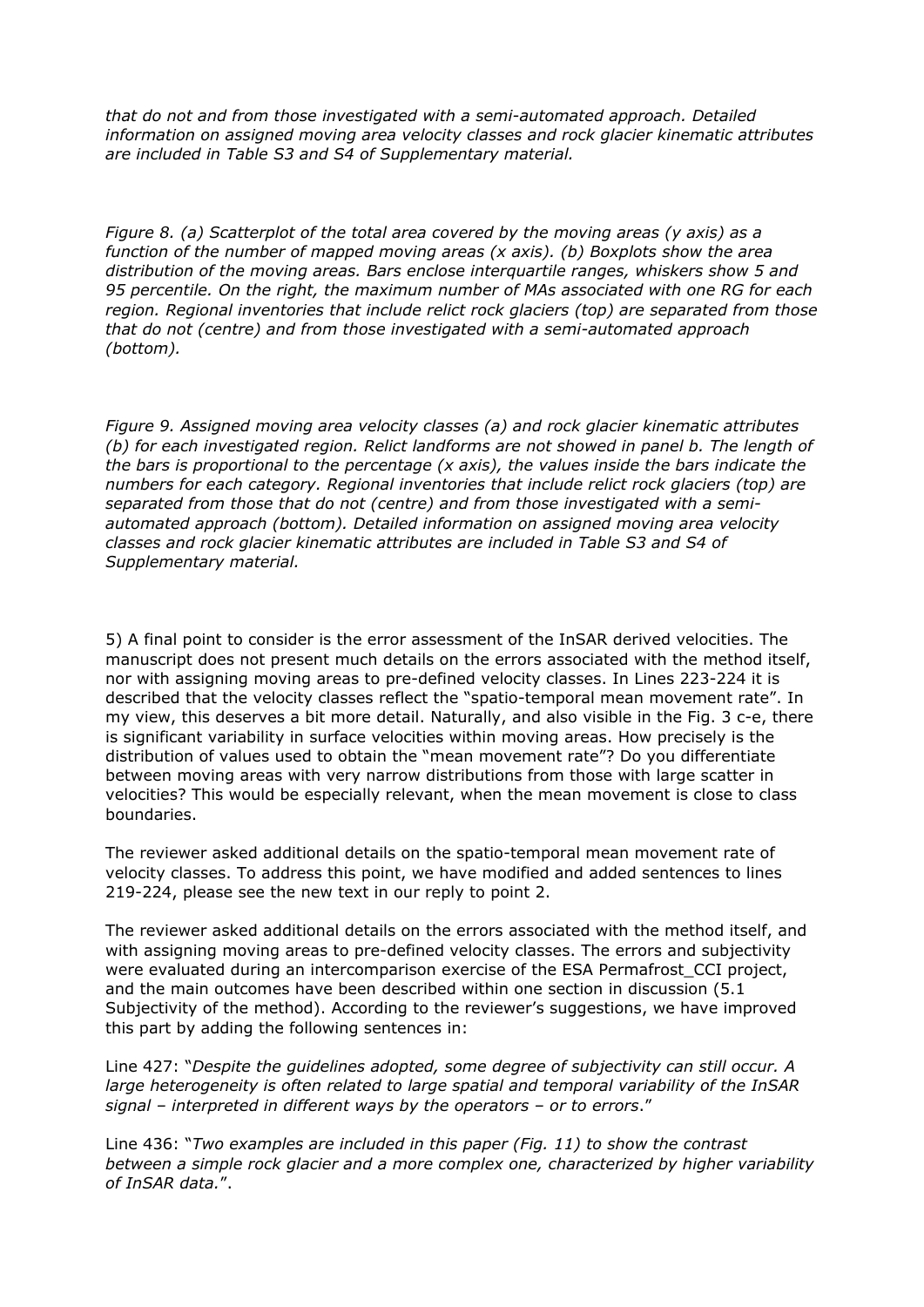*that do not and from those investigated with a semi-automated approach. Detailed information on assigned moving area velocity classes and rock glacier kinematic attributes are included in Table S3 and S4 of Supplementary material.*

*Figure 8. (a) Scatterplot of the total area covered by the moving areas (y axis) as a function of the number of mapped moving areas (x axis). (b) Boxplots show the area distribution of the moving areas. Bars enclose interquartile ranges, whiskers show 5 and 95 percentile. On the right, the maximum number of MAs associated with one RG for each region. Regional inventories that include relict rock glaciers (top) are separated from those that do not (centre) and from those investigated with a semi-automated approach (bottom).*

*Figure 9. Assigned moving area velocity classes (a) and rock glacier kinematic attributes (b) for each investigated region. Relict landforms are not showed in panel b. The length of the bars is proportional to the percentage (x axis), the values inside the bars indicate the numbers for each category. Regional inventories that include relict rock glaciers (top) are separated from those that do not (centre) and from those investigated with a semi-automated approach (bottom). Detailed information on assigned moving area velocity classes and rock glacier kinematic attributes are included in Table S3 and S4 of Supplementary material.*

5) A final point to consider is the error assessment of the InSAR derived velocities. The manuscript does not present much details on the errors associated with the method itself, nor with assigning moving areas to pre-defined velocity classes. In Lines 223-224 it is described that the velocity classes reflect the "spatio-temporal mean movement rate". In my view, this deserves a bit more detail. Naturally, and also visible in the Fig. 3 c-e, there is significant variability in surface velocities within moving areas. How precisely is the distribution of values used to obtain the "mean movement rate"? Do you differentiate between moving areas with very narrow distributions from those with large scatter in velocities? This would be especially relevant, when the mean movement is close to class boundaries.

The reviewer asked additional details on the spatio-temporal mean movement rate of velocity classes. To address this point, we have modified and added sentences to lines 219-224, please see the new text in our reply to point 2.

The reviewer asked additional details on the errors associated with the method itself, and with assigning moving areas to pre-defined velocity classes. The errors and subjectivity were evaluated during an intercomparison exercise of the ESA Permafrost_CCI project, and the main outcomes have been described within one section in discussion (5.1 Subjectivity of the method). According to the reviewer's suggestions, we have improved this part by adding the following sentences in:

Line 427: "*Despite the guidelines adopted, some degree of subjectivity can still occur. A large heterogeneity is often related to large spatial and temporal variability of the InSAR signal – interpreted in different ways by the operators – or to errors*."

Line 436: "*Two examples are included in this paper (Fig. 11) to show the contrast between a simple rock glacier and a more complex one, characterized by higher variability of InSAR data.*".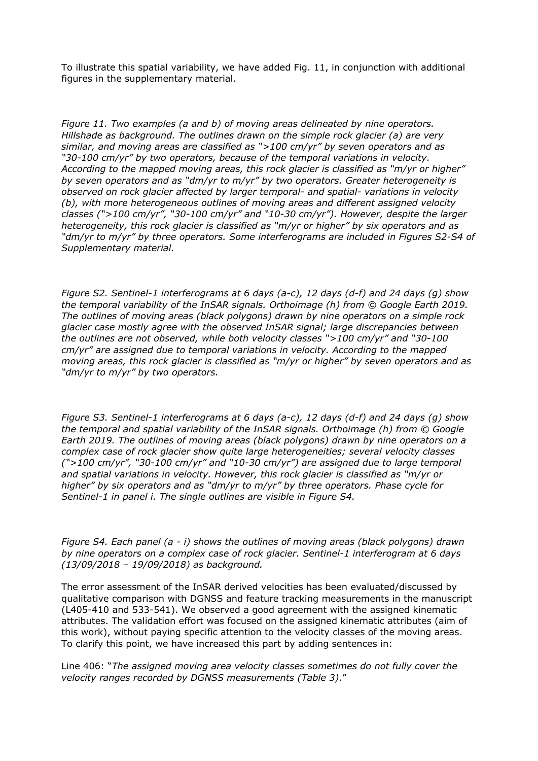To illustrate this spatial variability, we have added Fig. 11, in conjunction with additional figures in the supplementary material.

*Figure 11. Two examples (a and b) of moving areas delineated by nine operators. Hillshade as background. The outlines drawn on the simple rock glacier (a) are very similar, and moving areas are classified as ">100 cm/yr" by seven operators and as "30-100 cm/yr" by two operators, because of the temporal variations in velocity. According to the mapped moving areas, this rock glacier is classified as "m/yr or higher" by seven operators and as "dm/yr to m/yr" by two operators. Greater heterogeneity is observed on rock glacier affected by larger temporal- and spatial- variations in velocity (b), with more heterogeneous outlines of moving areas and different assigned velocity classes (">100 cm/yr", "30-100 cm/yr" and "10-30 cm/yr"). However, despite the larger heterogeneity, this rock glacier is classified as "m/yr or higher" by six operators and as "dm/yr to m/yr" by three operators. Some interferograms are included in Figures S2-S4 of Supplementary material.*

*Figure S2. Sentinel-1 interferograms at 6 days (a-c), 12 days (d-f) and 24 days (g) show the temporal variability of the InSAR signals. Orthoimage (h) from © Google Earth 2019. The outlines of moving areas (black polygons) drawn by nine operators on a simple rock glacier case mostly agree with the observed InSAR signal; large discrepancies between the outlines are not observed, while both velocity classes ">100 cm/yr" and "30-100 cm/yr" are assigned due to temporal variations in velocity. According to the mapped moving areas, this rock glacier is classified as "m/yr or higher" by seven operators and as "dm/yr to m/yr" by two operators.*

*Figure S3. Sentinel-1 interferograms at 6 days (a-c), 12 days (d-f) and 24 days (g) show the temporal and spatial variability of the InSAR signals. Orthoimage (h) from © Google Earth 2019. The outlines of moving areas (black polygons) drawn by nine operators on a complex case of rock glacier show quite large heterogeneities; several velocity classes (">100 cm/yr", "30-100 cm/yr" and "10-30 cm/yr") are assigned due to large temporal and spatial variations in velocity. However, this rock glacier is classified as "m/yr or higher" by six operators and as "dm/yr to m/yr" by three operators. Phase cycle for Sentinel-1 in panel i. The single outlines are visible in Figure S4.*

*Figure S4. Each panel (a - i) shows the outlines of moving areas (black polygons) drawn by nine operators on a complex case of rock glacier. Sentinel-1 interferogram at 6 days (13/09/2018 – 19/09/2018) as background.*

The error assessment of the InSAR derived velocities has been evaluated/discussed by qualitative comparison with DGNSS and feature tracking measurements in the manuscript (L405-410 and 533-541). We observed a good agreement with the assigned kinematic attributes. The validation effort was focused on the assigned kinematic attributes (aim of this work), without paying specific attention to the velocity classes of the moving areas. To clarify this point, we have increased this part by adding sentences in:

Line 406: "*The assigned moving area velocity classes sometimes do not fully cover the velocity ranges recorded by DGNSS measurements (Table 3)*."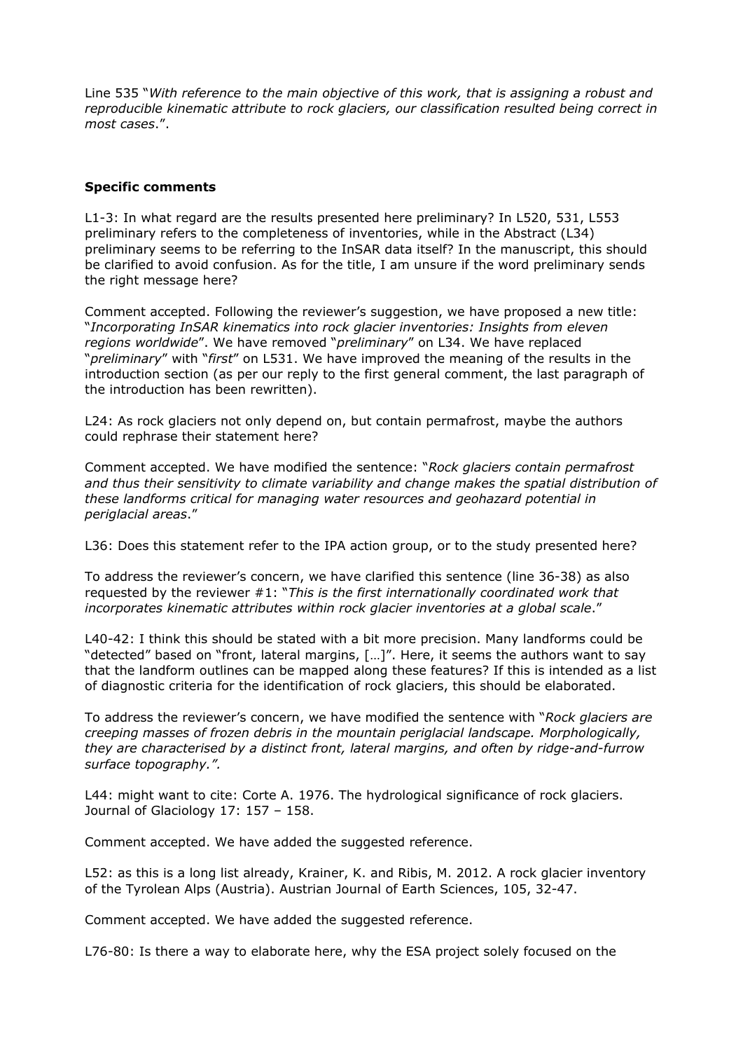Line 535 "*With reference to the main objective of this work, that is assigning a robust and reproducible kinematic attribute to rock glaciers, our classification resulted being correct in most cases*.".

**Specific comments**

L1-3: In what regard are the results presented here preliminary? In L520, 531, L553 preliminary refers to the completeness of inventories, while in the Abstract (L34) preliminary seems to be referring to the InSAR data itself? In the manuscript, this should be clarified to avoid confusion. As for the title, I am unsure if the word preliminary sends the right message here?

Comment accepted. Following the reviewer's suggestion, we have proposed a new title: "*Incorporating InSAR kinematics into rock glacier inventories: Insights from eleven regions worldwide*". We have removed "*preliminary*" on L34. We have replaced "*preliminary*" with "*first*" on L531. We have improved the meaning of the results in the introduction section (as per our reply to the first general comment, the last paragraph of the introduction has been rewritten).

L24: As rock glaciers not only depend on, but contain permafrost, maybe the authors could rephrase their statement here?

Comment accepted. We have modified the sentence: "*Rock glaciers contain permafrost and thus their sensitivity to climate variability and change makes the spatial distribution of these landforms critical for managing water resources and geohazard potential in periglacial areas*."

L36: Does this statement refer to the IPA action group, or to the study presented here?

To address the reviewer's concern, we have clarified this sentence (line 36-38) as also requested by the reviewer #1: "*This is the first internationally coordinated work that incorporates kinematic attributes within rock glacier inventories at a global scale*."

L40-42: I think this should be stated with a bit more precision. Many landforms could be "detected" based on "front, lateral margins, […]". Here, it seems the authors want to say that the landform outlines can be mapped along these features? If this is intended as a list of diagnostic criteria for the identification of rock glaciers, this should be elaborated.

To address the reviewer's concern, we have modified the sentence with "*Rock glaciers are creeping masses of frozen debris in the mountain periglacial landscape. Morphologically, they are characterised by a distinct front, lateral margins, and often by ridge-and-furrow surface topography.".*

L44: might want to cite: Corte A. 1976. The hydrological significance of rock glaciers. Journal of Glaciology 17: 157 – 158.

Comment accepted. We have added the suggested reference.

L52: as this is a long list already, Krainer, K. and Ribis, M. 2012. A rock glacier inventory of the Tyrolean Alps (Austria). Austrian Journal of Earth Sciences, 105, 32-47.

Comment accepted. We have added the suggested reference.

L76-80: Is there a way to elaborate here, why the ESA project solely focused on the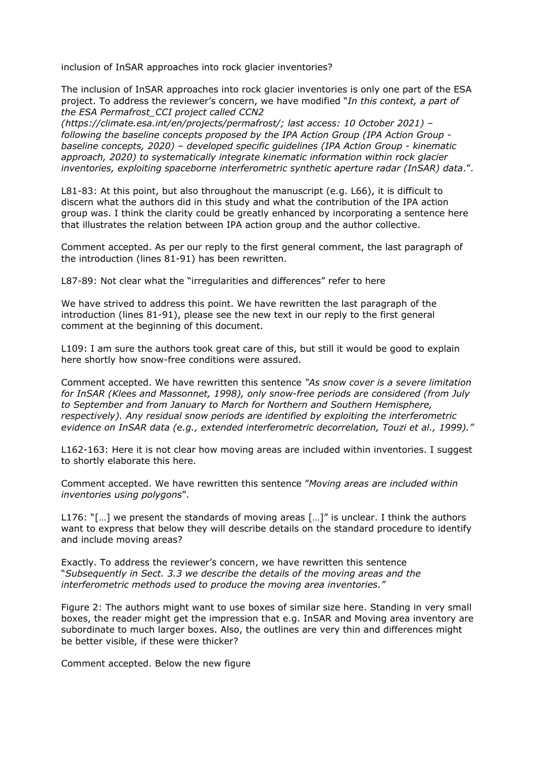inclusion of InSAR approaches into rock glacier inventories?

The inclusion of InSAR approaches into rock glacier inventories is only one part of the ESA project. To address the reviewer's concern, we have modified "*In this context, a part of the ESA Permafrost_CCI project called CCN2 (https://climate.esa.int/en/projects/permafrost/; last access: 10 October 2021) – following the baseline concepts proposed by the IPA Action Group (IPA Action Group - baseline concepts, 2020) – developed specific guidelines (IPA Action Group - kinematic approach, 2020) to systematically integrate kinematic information within rock glacier inventories, exploiting spaceborne interferometric synthetic aperture radar (InSAR) data*.".

L81-83: At this point, but also throughout the manuscript (e.g. L66), it is difficult to discern what the authors did in this study and what the contribution of the IPA action group was. I think the clarity could be greatly enhanced by incorporating a sentence here that illustrates the relation between IPA action group and the author collective.

Comment accepted. As per our reply to the first general comment, the last paragraph of the introduction (lines 81-91) has been rewritten.

L87-89: Not clear what the "irregularities and differences" refer to here

We have strived to address this point. We have rewritten the last paragraph of the introduction (lines 81-91), please see the new text in our reply to the first general comment at the beginning of this document.

L109: I am sure the authors took great care of this, but still it would be good to explain here shortly how snow-free conditions were assured.

Comment accepted. We have rewritten this sentence *"As snow cover is a severe limitation for InSAR (Klees and Massonnet, 1998), only snow-free periods are considered (from July to September and from January to March for Northern and Southern Hemisphere, respectively). Any residual snow periods are identified by exploiting the interferometric evidence on InSAR data (e.g., extended interferometric decorrelation, Touzi et al., 1999)."*

L162-163: Here it is not clear how moving areas are included within inventories. I suggest to shortly elaborate this here.

Comment accepted. We have rewritten this sentence "*Moving areas are included within inventories using polygons*".

L176: "[…] we present the standards of moving areas […]" is unclear. I think the authors want to express that below they will describe details on the standard procedure to identify and include moving areas?

Exactly. To address the reviewer's concern, we have rewritten this sentence "*Subsequently in Sect. 3.3 we describe the details of the moving areas and the interferometric methods used to produce the moving area inventories."*

Figure 2: The authors might want to use boxes of similar size here. Standing in very small boxes, the reader might get the impression that e.g. InSAR and Moving area inventory are subordinate to much larger boxes. Also, the outlines are very thin and differences might be better visible, if these were thicker?

Comment accepted. Below the new figure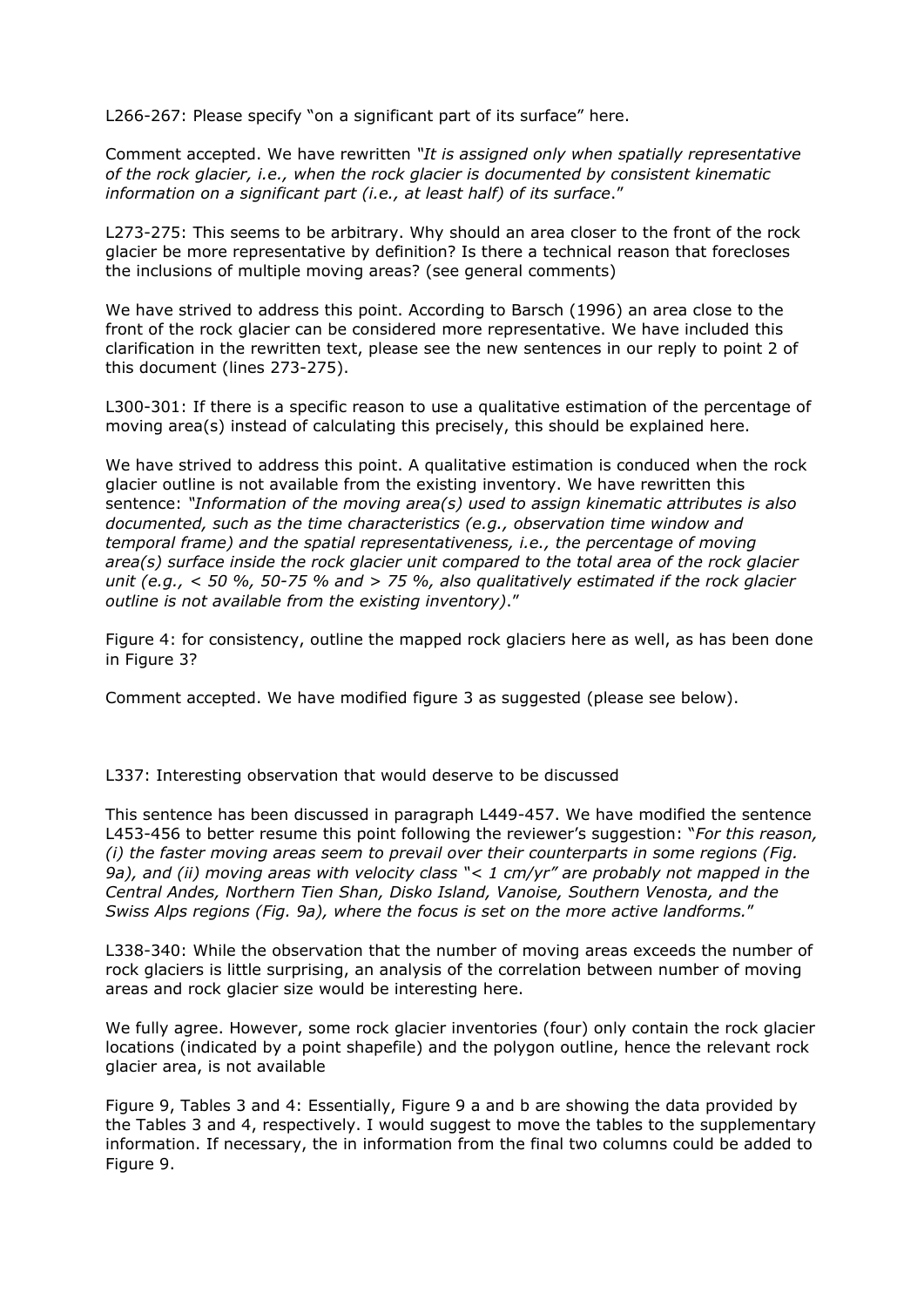L266-267: Please specify "on a significant part of its surface" here.

Comment accepted. We have rewritten *"It is assigned only when spatially representative of the rock glacier, i.e., when the rock glacier is documented by consistent kinematic information on a significant part (i.e., at least half) of its surface*."

L273-275: This seems to be arbitrary. Why should an area closer to the front of the rock glacier be more representative by definition? Is there a technical reason that forecloses the inclusions of multiple moving areas? (see general comments)

We have strived to address this point. According to Barsch (1996) an area close to the front of the rock glacier can be considered more representative. We have included this clarification in the rewritten text, please see the new sentences in our reply to point 2 of this document (lines 273-275).

L300-301: If there is a specific reason to use a qualitative estimation of the percentage of moving area(s) instead of calculating this precisely, this should be explained here.

We have strived to address this point. A qualitative estimation is conduced when the rock glacier outline is not available from the existing inventory. We have rewritten this sentence: *"Information of the moving area(s) used to assign kinematic attributes is also documented, such as the time characteristics (e.g., observation time window and temporal frame) and the spatial representativeness, i.e., the percentage of moving area(s) surface inside the rock glacier unit compared to the total area of the rock glacier unit (e.g., < 50 %, 50-75 % and > 75 %, also qualitatively estimated if the rock glacier outline is not available from the existing inventory)*."

Figure 4: for consistency, outline the mapped rock glaciers here as well, as has been done in Figure 3?

Comment accepted. We have modified figure 3 as suggested (please see below).

L337: Interesting observation that would deserve to be discussed

This sentence has been discussed in paragraph L449-457. We have modified the sentence L453-456 to better resume this point following the reviewer's suggestion: "*For this reason, (i) the faster moving areas seem to prevail over their counterparts in some regions (Fig. 9a), and (ii) moving areas with velocity class "< 1 cm/yr" are probably not mapped in the Central Andes, Northern Tien Shan, Disko Island, Vanoise, Southern Venosta, and the Swiss Alps regions (Fig. 9a), where the focus is set on the more active landforms.*"

L338-340: While the observation that the number of moving areas exceeds the number of rock glaciers is little surprising, an analysis of the correlation between number of moving areas and rock glacier size would be interesting here.

We fully agree. However, some rock glacier inventories (four) only contain the rock glacier locations (indicated by a point shapefile) and the polygon outline, hence the relevant rock glacier area, is not available

Figure 9, Tables 3 and 4: Essentially, Figure 9 a and b are showing the data provided by the Tables 3 and 4, respectively. I would suggest to move the tables to the supplementary information. If necessary, the in information from the final two columns could be added to Figure 9.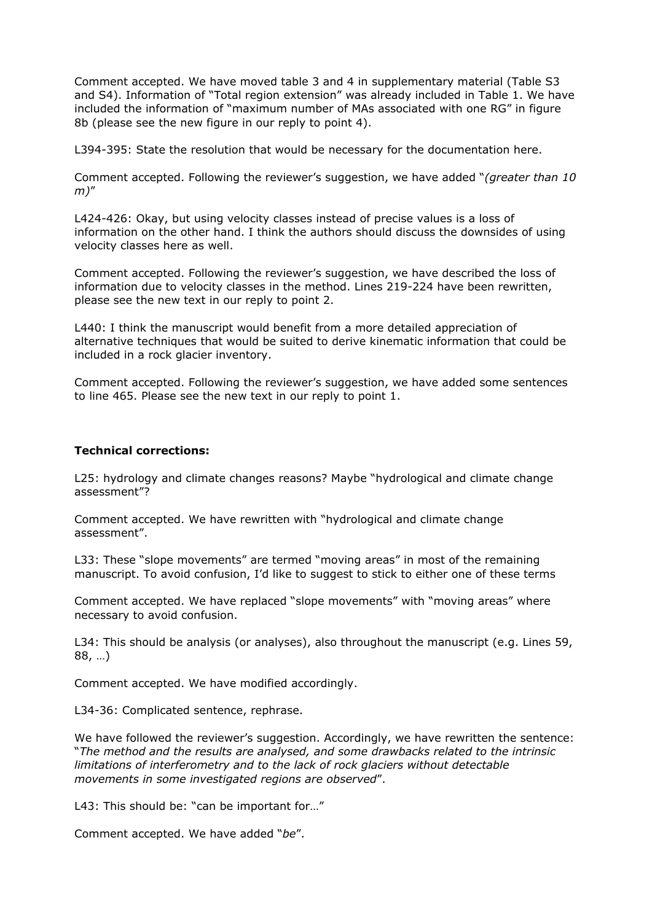Comment accepted. We have moved table 3 and 4 in supplementary material (Table S3 and S4). Information of "Total region extension" was already included in Table 1. We have included the information of "maximum number of MAs associated with one RG" in figure 8b (please see the new figure in our reply to point 4).

L394-395: State the resolution that would be necessary for the documentation here.

Comment accepted. Following the reviewer's suggestion, we have added "*(greater than 10 m)*"

L424-426: Okay, but using velocity classes instead of precise values is a loss of information on the other hand. I think the authors should discuss the downsides of using velocity classes here as well.

Comment accepted. Following the reviewer's suggestion, we have described the loss of information due to velocity classes in the method. Lines 219-224 have been rewritten, please see the new text in our reply to point 2.

L440: I think the manuscript would benefit from a more detailed appreciation of alternative techniques that would be suited to derive kinematic information that could be included in a rock glacier inventory.

Comment accepted. Following the reviewer's suggestion, we have added some sentences to line 465. Please see the new text in our reply to point 1.

**Technical corrections:**

L25: hydrology and climate changes reasons? Maybe "hydrological and climate change assessment"?

Comment accepted. We have rewritten with "hydrological and climate change assessment".

L33: These "slope movements" are termed "moving areas" in most of the remaining manuscript. To avoid confusion, I'd like to suggest to stick to either one of these terms

Comment accepted. We have replaced "slope movements" with "moving areas" where necessary to avoid confusion.

L34: This should be analysis (or analyses), also throughout the manuscript (e.g. Lines 59, 88, …)

Comment accepted. We have modified accordingly.

L34-36: Complicated sentence, rephrase.

We have followed the reviewer's suggestion. Accordingly, we have rewritten the sentence: "*The method and the results are analysed, and some drawbacks related to the intrinsic limitations of interferometry and to the lack of rock glaciers without detectable movements in some investigated regions are observed*".

L43: This should be: "can be important for…"

Comment accepted. We have added "*be*".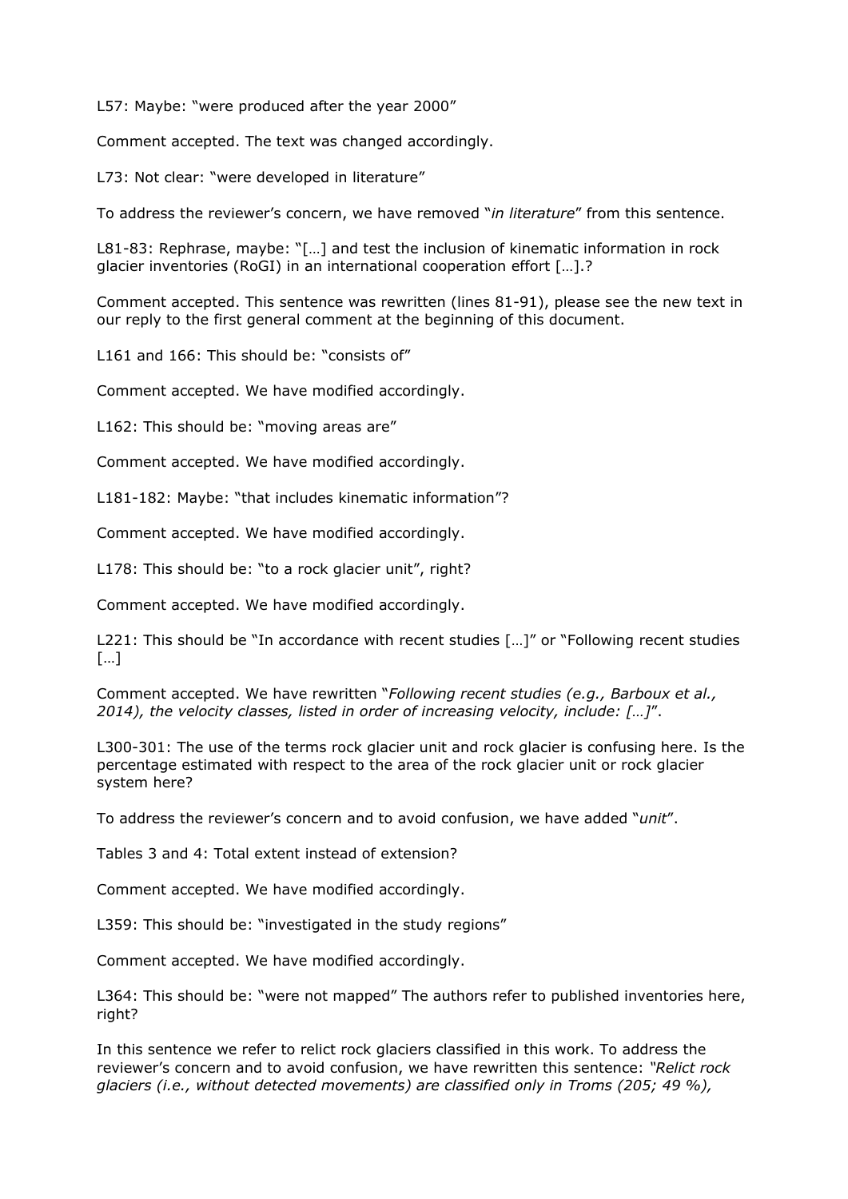L57: Maybe: "were produced after the year 2000"

Comment accepted. The text was changed accordingly.

L73: Not clear: "were developed in literature"

To address the reviewer's concern, we have removed "*in literature*" from this sentence.

L81-83: Rephrase, maybe: "[…] and test the inclusion of kinematic information in rock glacier inventories (RoGI) in an international cooperation effort […].?

Comment accepted. This sentence was rewritten (lines 81-91), please see the new text in our reply to the first general comment at the beginning of this document.

L161 and 166: This should be: "consists of"

Comment accepted. We have modified accordingly.

L162: This should be: "moving areas are"

Comment accepted. We have modified accordingly.

L181-182: Maybe: "that includes kinematic information"?

Comment accepted. We have modified accordingly.

L178: This should be: "to a rock glacier unit", right?

Comment accepted. We have modified accordingly.

L221: This should be "In accordance with recent studies […]" or "Following recent studies […]

Comment accepted. We have rewritten "*Following recent studies (e.g., Barboux et al., 2014), the velocity classes, listed in order of increasing velocity, include: […]*".

L300-301: The use of the terms rock glacier unit and rock glacier is confusing here. Is the percentage estimated with respect to the area of the rock glacier unit or rock glacier system here?

To address the reviewer's concern and to avoid confusion, we have added "*unit*".

Tables 3 and 4: Total extent instead of extension?

Comment accepted. We have modified accordingly.

L359: This should be: "investigated in the study regions"

Comment accepted. We have modified accordingly.

L364: This should be: "were not mapped" The authors refer to published inventories here, right?

In this sentence we refer to relict rock glaciers classified in this work. To address the reviewer's concern and to avoid confusion, we have rewritten this sentence: *"Relict rock glaciers (i.e., without detected movements) are classified only in Troms (205; 49 %),*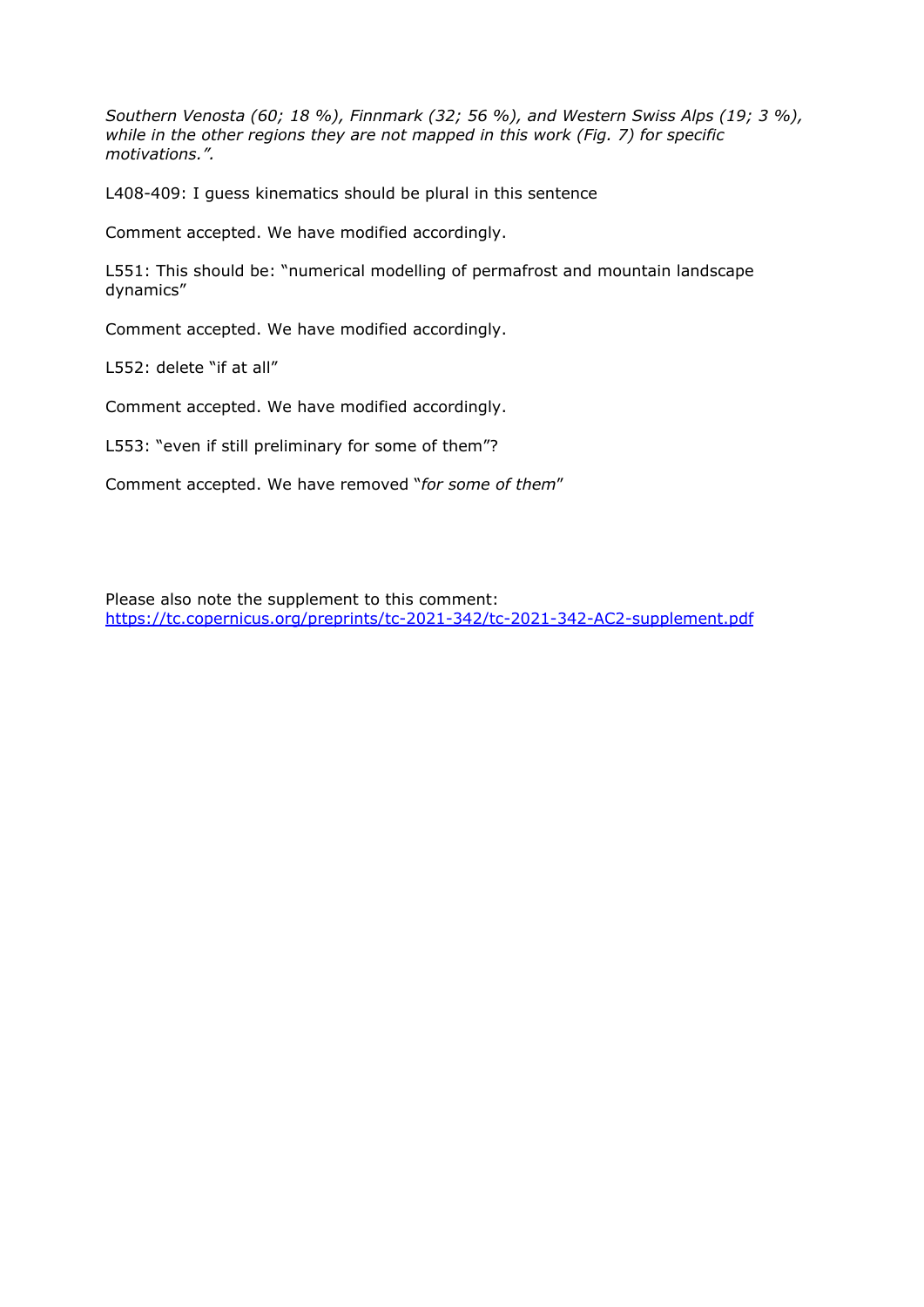*Southern Venosta (60; 18 %), Finnmark (32; 56 %), and Western Swiss Alps (19; 3 %), while in the other regions they are not mapped in this work (Fig. 7) for specific motivations.".*

L408-409: I guess kinematics should be plural in this sentence

Comment accepted. We have modified accordingly.

L551: This should be: "numerical modelling of permafrost and mountain landscape dynamics"

Comment accepted. We have modified accordingly.

L552: delete "if at all"

Comment accepted. We have modified accordingly.

L553: "even if still preliminary for some of them"?

Comment accepted. We have removed "*for some of them*"

Please also note the supplement to this comment:
https://tc.copernicus.org/preprints/tc-2021-342/tc-2021-342-AC2-supplement.pdf